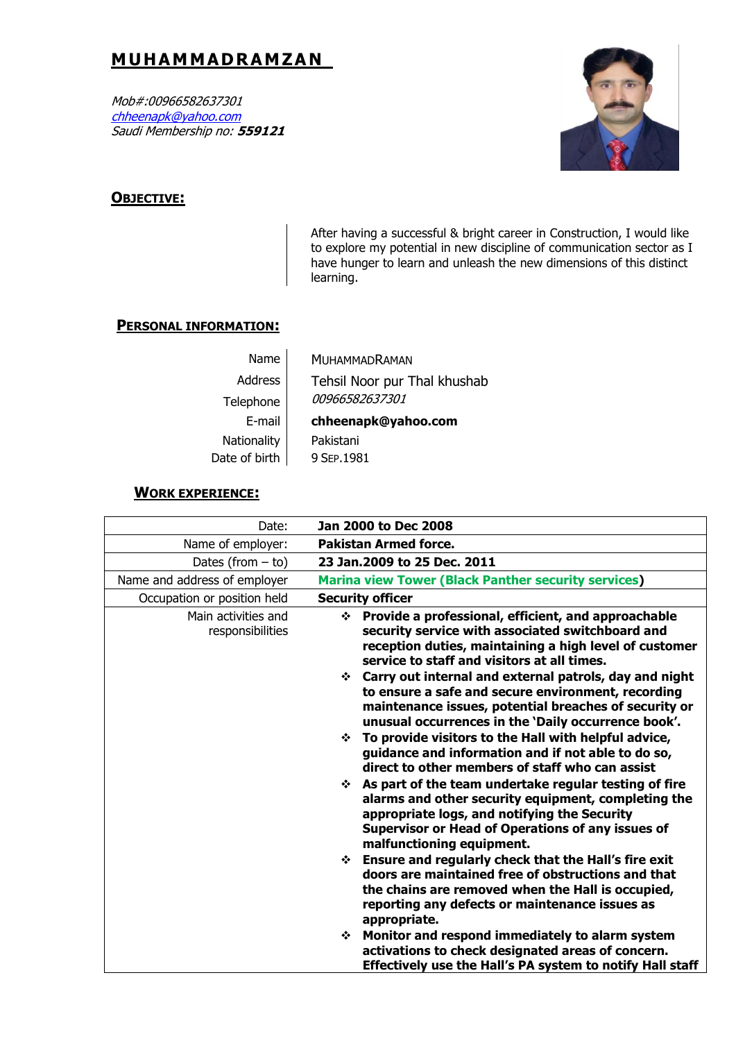# MUHAMMADRAMZAN

*Mob#:00966582637301*
*chheenapk@yahoo.com*
*Saudi Membership no:* ***559121***

## OBJECTIVE:

After having a successful & bright career in Construction, I would like to explore my potential in new discipline of communication sector as I have hunger to learn and unleash the new dimensions of this distinct learning.

## PERSONAL INFORMATION:

| | |
|---|---|
| Name | MUHAMMADRAMAN |
| Address | Tehsil Noor pur Thal khushab |
| Telephone | *00966582637301* |
| E-mail | **chheenapk@yahoo.com** |
| Nationality | Pakistani |
| Date of birth | 9 SEP.1981 |

## WORK EXPERIENCE:

| | |
|---|---|
| Date: | **Jan 2000 to Dec 2008** |
| Name of employer: | **Pakistan Armed force.** |
| Dates (from – to) | **23 Jan.2009 to 25 Dec. 2011** |
| Name and address of employer | **Marina view Tower (Black Panther security services)** |
| Occupation or position held | **Security officer** |
| Main activities and responsibilities | ❖ **Provide a professional, efficient, and approachable security service with associated switchboard and reception duties, maintaining a high level of customer service to staff and visitors at all times.** ❖ **Carry out internal and external patrols, day and night to ensure a safe and secure environment, recording maintenance issues, potential breaches of security or unusual occurrences in the 'Daily occurrence book'.** ❖ **To provide visitors to the Hall with helpful advice, guidance and information and if not able to do so, direct to other members of staff who can assist** ❖ **As part of the team undertake regular testing of fire alarms and other security equipment, completing the appropriate logs, and notifying the Security Supervisor or Head of Operations of any issues of malfunctioning equipment.** ❖ **Ensure and regularly check that the Hall's fire exit doors are maintained free of obstructions and that the chains are removed when the Hall is occupied, reporting any defects or maintenance issues as appropriate.** ❖ **Monitor and respond immediately to alarm system activations to check designated areas of concern. Effectively use the Hall's PA system to notify Hall staff** |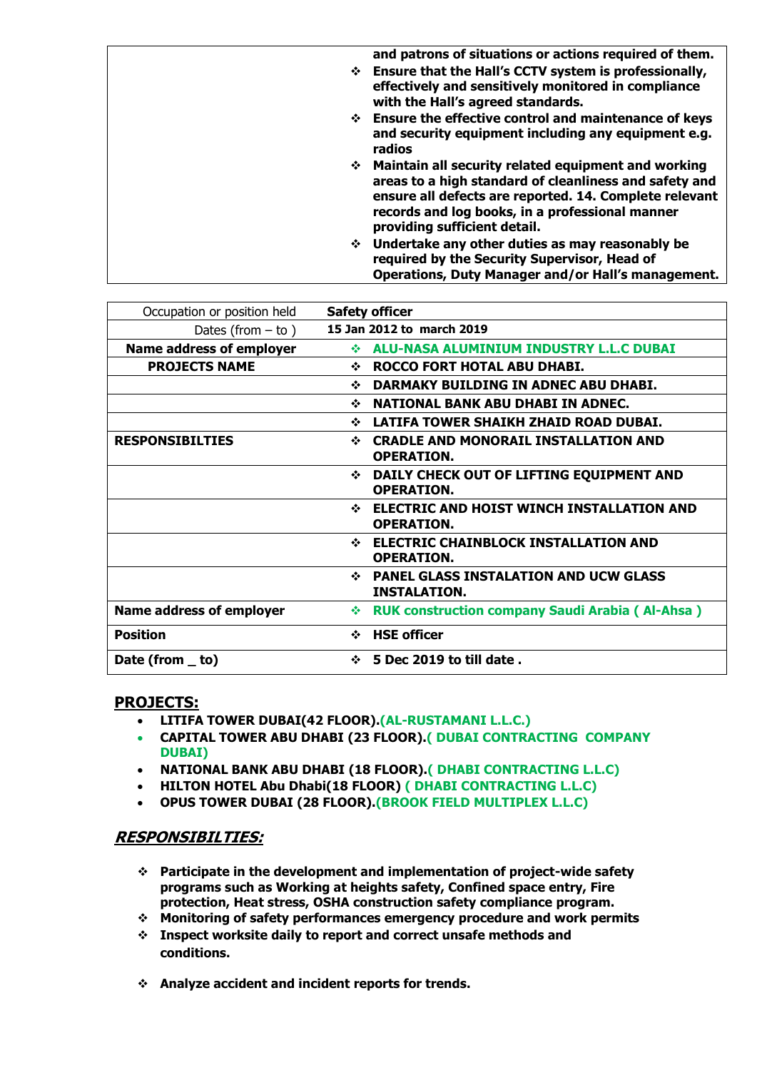| | |
|---|---|
| | and patrons of situations or actions required of them.<br>❖ Ensure that the Hall's CCTV system is professionally, effectively and sensitively monitored in compliance with the Hall's agreed standards.<br>❖ Ensure the effective control and maintenance of keys and security equipment including any equipment e.g. radios<br>❖ Maintain all security related equipment and working areas to a high standard of cleanliness and safety and ensure all defects are reported. 14. Complete relevant records and log books, in a professional manner providing sufficient detail.<br>❖ Undertake any other duties as may reasonably be required by the Security Supervisor, Head of Operations, Duty Manager and/or Hall's management. |

| | |
|---|---|
| Occupation or position held | **Safety officer** |
| Dates (from – to ) | **15 Jan 2012 to march 2019** |
| **Name address of employer** | ❖ **ALU-NASA ALUMINIUM INDUSTRY L.L.C DUBAI** |
| **PROJECTS NAME** | ❖ **ROCCO FORT HOTAL ABU DHABI.** |
| | ❖ **DARMAKY BUILDING IN ADNEC ABU DHABI.** |
| | ❖ **NATIONAL BANK ABU DHABI IN ADNEC.** |
| | ❖ **LATIFA TOWER SHAIKH ZHAID ROAD DUBAI.** |
| **RESPONSIBILTIES** | ❖ **CRADLE AND MONORAIL INSTALLATION AND OPERATION.** |
| | ❖ **DAILY CHECK OUT OF LIFTING EQUIPMENT AND OPERATION.** |
| | ❖ **ELECTRIC AND HOIST WINCH INSTALLATION AND OPERATION.** |
| | ❖ **ELECTRIC CHAINBLOCK INSTALLATION AND OPERATION.** |
| | ❖ **PANEL GLASS INSTALATION AND UCW GLASS INSTALATION.** |
| **Name address of employer** | ❖ **RUK construction company Saudi Arabia ( Al-Ahsa )** |
| **Position** | ❖ **HSE officer** |
| **Date (from _ to)** | ❖ **5 Dec 2019 to till date .** |

## PROJECTS:

- **LITIFA TOWER DUBAI(42 FLOOR).(AL-RUSTAMANI L.L.C.)**
- **CAPITAL TOWER ABU DHABI (23 FLOOR).( DUBAI CONTRACTING COMPANY DUBAI)**
- **NATIONAL BANK ABU DHABI (18 FLOOR).( DHABI CONTRACTING L.L.C)**
- **HILTON HOTEL Abu Dhabi(18 FLOOR) ( DHABI CONTRACTING L.L.C)**
- **OPUS TOWER DUBAI (28 FLOOR).(BROOK FIELD MULTIPLEX L.L.C)**

## *RESPONSIBILTIES:*

- ❖ **Participate in the development and implementation of project-wide safety programs such as Working at heights safety, Confined space entry, Fire protection, Heat stress, OSHA construction safety compliance program.**
- ❖ **Monitoring of safety performances emergency procedure and work permits**
- ❖ **Inspect worksite daily to report and correct unsafe methods and conditions.**
- ❖ **Analyze accident and incident reports for trends.**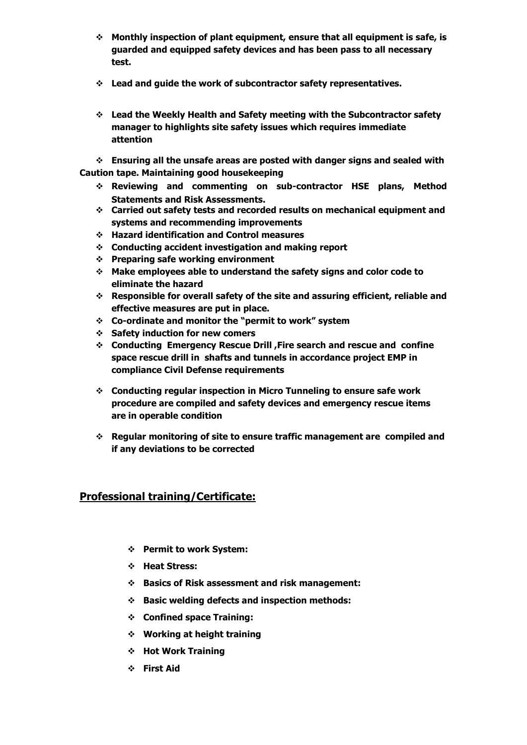- **Monthly inspection of plant equipment, ensure that all equipment is safe, is guarded and equipped safety devices and has been pass to all necessary test.**
- **Lead and guide the work of subcontractor safety representatives.**
- **Lead the Weekly Health and Safety meeting with the Subcontractor safety manager to highlights site safety issues which requires immediate attention**
- **Ensuring all the unsafe areas are posted with danger signs and sealed with Caution tape. Maintaining good housekeeping**
- **Reviewing and commenting on sub-contractor HSE plans, Method Statements and Risk Assessments.**
- **Carried out safety tests and recorded results on mechanical equipment and systems and recommending improvements**
- **Hazard identification and Control measures**
- **Conducting accident investigation and making report**
- **Preparing safe working environment**
- **Make employees able to understand the safety signs and color code to eliminate the hazard**
- **Responsible for overall safety of the site and assuring efficient, reliable and effective measures are put in place.**
- **Co-ordinate and monitor the "permit to work" system**
- **Safety induction for new comers**
- **Conducting Emergency Rescue Drill ,Fire search and rescue and confine space rescue drill in shafts and tunnels in accordance project EMP in compliance Civil Defense requirements**
- **Conducting regular inspection in Micro Tunneling to ensure safe work procedure are compiled and safety devices and emergency rescue items are in operable condition**
- **Regular monitoring of site to ensure traffic management are compiled and if any deviations to be corrected**

## Professional training/Certificate:

- **Permit to work System:**
- **Heat Stress:**
- **Basics of Risk assessment and risk management:**
- **Basic welding defects and inspection methods:**
- **Confined space Training:**
- **Working at height training**
- **Hot Work Training**
- **First Aid**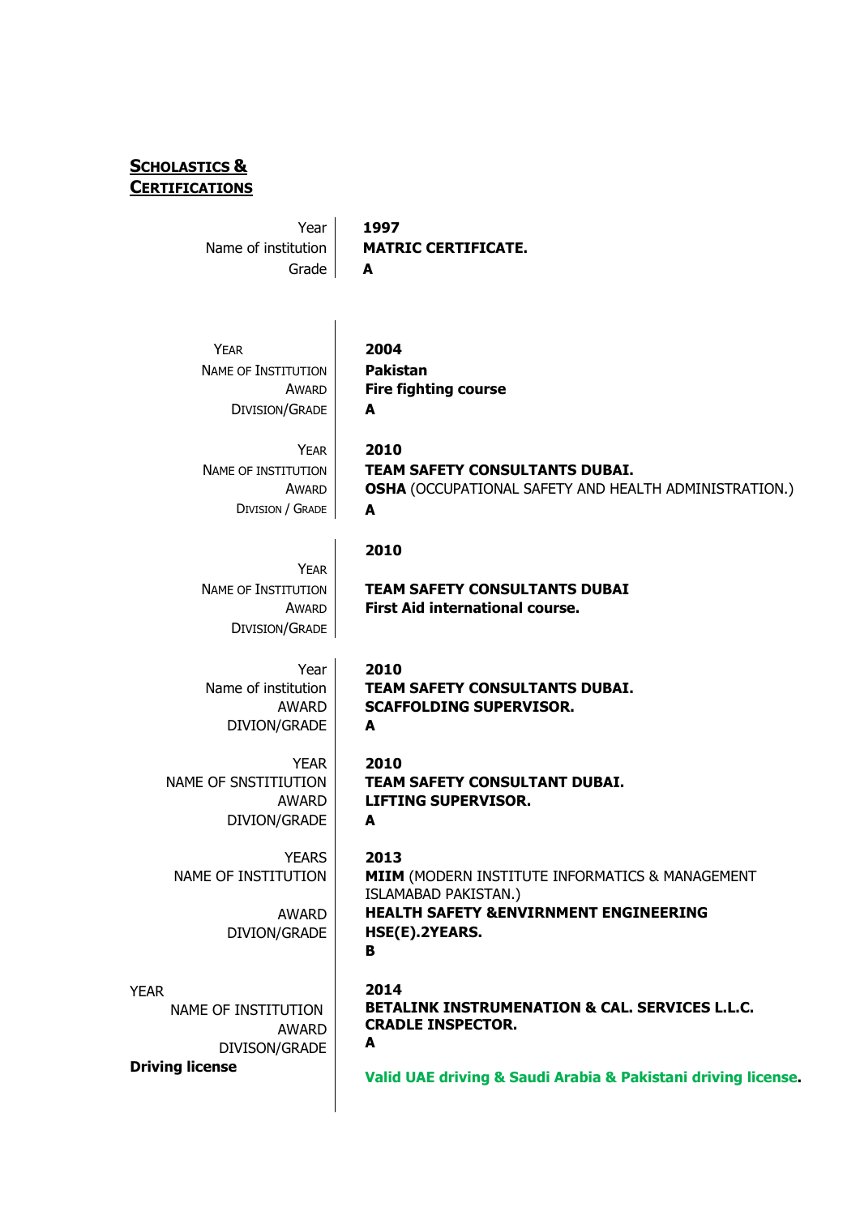## Scholastics & Certifications

| | |
|---|---|
| Year | **1997** |
| Name of institution | **MATRIC CERTIFICATE.** |
| Grade | **A** |

| | |
|---|---|
| YEAR | **2004** |
| NAME OF INSTITUTION | **Pakistan** |
| AWARD | **Fire fighting course** |
| DIVISION/GRADE | **A** |

| | |
|---|---|
| YEAR | **2010** |
| NAME OF INSTITUTION | **TEAM SAFETY CONSULTANTS DUBAI.** |
| AWARD | **OSHA** (OCCUPATIONAL SAFETY AND HEALTH ADMINISTRATION.) |
| DIVISION / GRADE | **A** |

| | |
|---|---|
| YEAR | **2010** |
| NAME OF INSTITUTION | **TEAM SAFETY CONSULTANTS DUBAI** |
| AWARD | **First Aid international course.** |
| DIVISION/GRADE | |

| | |
|---|---|
| Year | **2010** |
| Name of institution | **TEAM SAFETY CONSULTANTS DUBAI.** |
| AWARD | **SCAFFOLDING SUPERVISOR.** |
| DIVION/GRADE | **A** |

| | |
|---|---|
| YEAR | **2010** |
| NAME OF SNSTITUTION | **TEAM SAFETY CONSULTANT DUBAI.** |
| AWARD | **LIFTING SUPERVISOR.** |
| DIVION/GRADE | **A** |

| | |
|---|---|
| YEARS | **2013** |
| NAME OF INSTITUTION | **MIIM** (MODERN INSTITUTE INFORMATICS & MANAGEMENT ISLAMABAD PAKISTAN.) |
| AWARD | **HEALTH SAFETY &ENVIRNMENT ENGINEERING HSE(E).2YEARS.** |
| DIVION/GRADE | **B** |

| | |
|---|---|
| YEAR | **2014** |
| NAME OF INSTITUTION | **BETALINK INSTRUMENATION & CAL. SERVICES L.L.C.** |
| AWARD | **CRADLE INSPECTOR.** |
| DIVISON/GRADE | **A** |
| **Driving license** | **Valid UAE driving & Saudi Arabia & Pakistani driving license.** |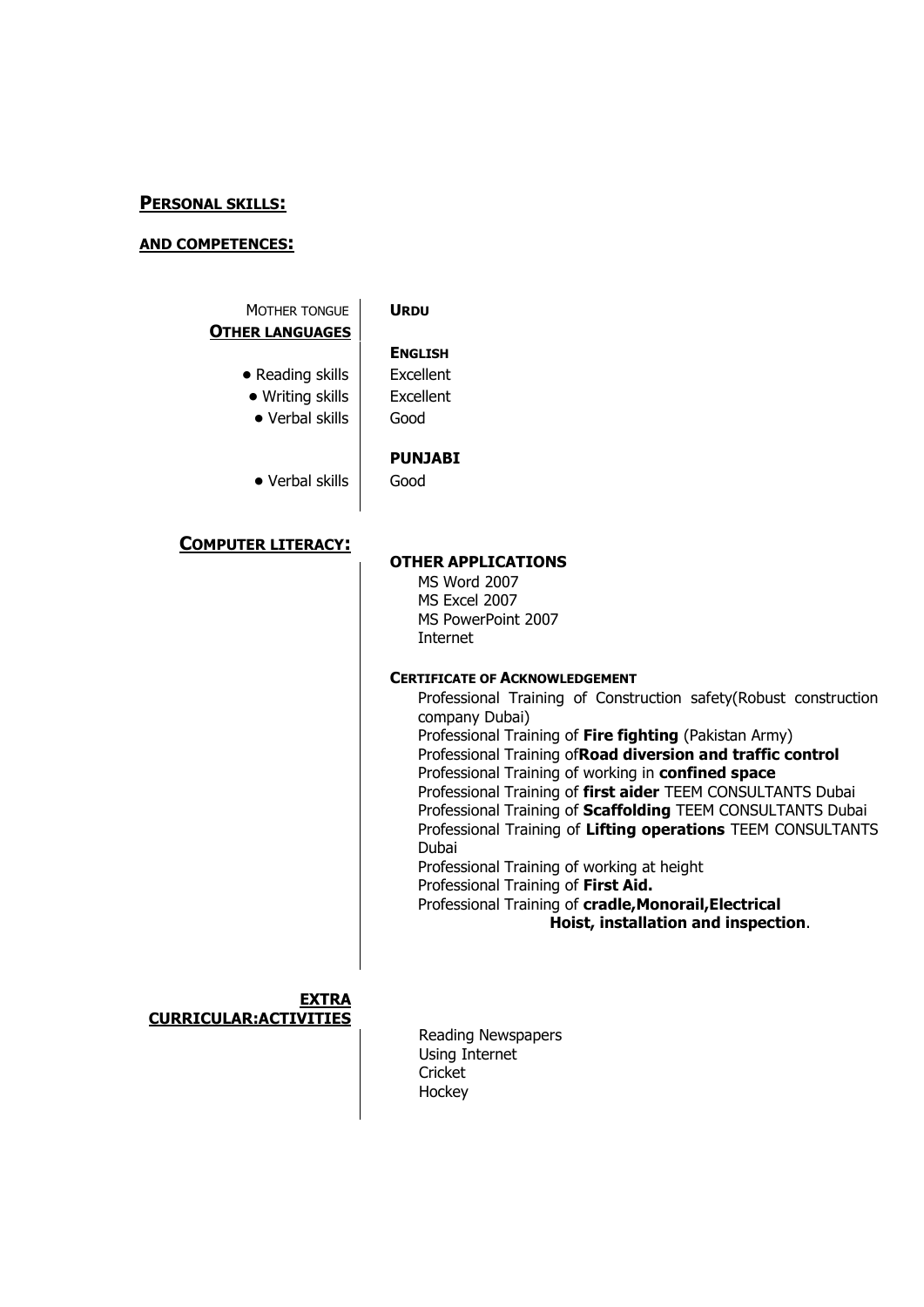## PERSONAL SKILLS:

### AND COMPETENCES:

| | |
|---|---|
| MOTHER TONGUE | **URDU** |
| **OTHER LANGUAGES** | |
| | **ENGLISH** |
| • Reading skills | Excellent |
| • Writing skills | Excellent |
| • Verbal skills | Good |
| | **PUNJABI** |
| • Verbal skills | Good |

## COMPUTER LITERACY:

**OTHER APPLICATIONS**

MS Word 2007
MS Excel 2007
MS PowerPoint 2007
Internet

**CERTIFICATE OF ACKNOWLEDGEMENT**

Professional Training of Construction safety(Robust construction company Dubai)
Professional Training of **Fire fighting** (Pakistan Army)
Professional Training of**Road diversion and traffic control**
Professional Training of working in **confined space**
Professional Training of **first aider** TEEM CONSULTANTS Dubai
Professional Training of **Scaffolding** TEEM CONSULTANTS Dubai
Professional Training of **Lifting operations** TEEM CONSULTANTS Dubai
Professional Training of working at height
Professional Training of **First Aid.**
Professional Training of **cradle,Monorail,Electrical Hoist, installation and inspection**.

## EXTRA CURRICULAR:ACTIVITIES

Reading Newspapers
Using Internet
Cricket
Hockey